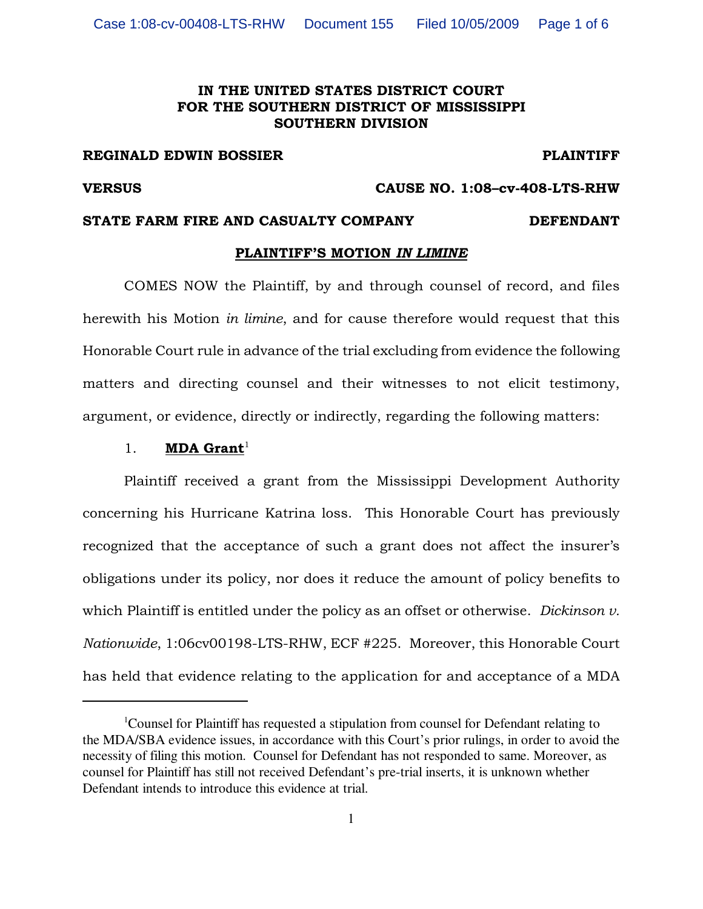**IN THE UNITED STATES DISTRICT COURT**
**FOR THE SOUTHERN DISTRICT OF MISSISSIPPI**
**SOUTHERN DIVISION**

**REGINALD EDWIN BOSSIER** **PLAINTIFF**

**VERSUS** **CAUSE NO. 1:08–cv-408-LTS-RHW**

**STATE FARM FIRE AND CASUALTY COMPANY** **DEFENDANT**

**PLAINTIFF'S MOTION *IN LIMINE***

COMES NOW the Plaintiff, by and through counsel of record, and files herewith his Motion *in limine*, and for cause therefore would request that this Honorable Court rule in advance of the trial excluding from evidence the following matters and directing counsel and their witnesses to not elicit testimony, argument, or evidence, directly or indirectly, regarding the following matters:

1. **MDA Grant**[1]

Plaintiff received a grant from the Mississippi Development Authority concerning his Hurricane Katrina loss. This Honorable Court has previously recognized that the acceptance of such a grant does not affect the insurer's obligations under its policy, nor does it reduce the amount of policy benefits to which Plaintiff is entitled under the policy as an offset or otherwise. *Dickinson v. Nationwide*, 1:06cv00198-LTS-RHW, ECF #225. Moreover, this Honorable Court has held that evidence relating to the application for and acceptance of a MDA

[1] Counsel for Plaintiff has requested a stipulation from counsel for Defendant relating to the MDA/SBA evidence issues, in accordance with this Court's prior rulings, in order to avoid the necessity of filing this motion. Counsel for Defendant has not responded to same. Moreover, as counsel for Plaintiff has still not received Defendant's pre-trial inserts, it is unknown whether Defendant intends to introduce this evidence at trial.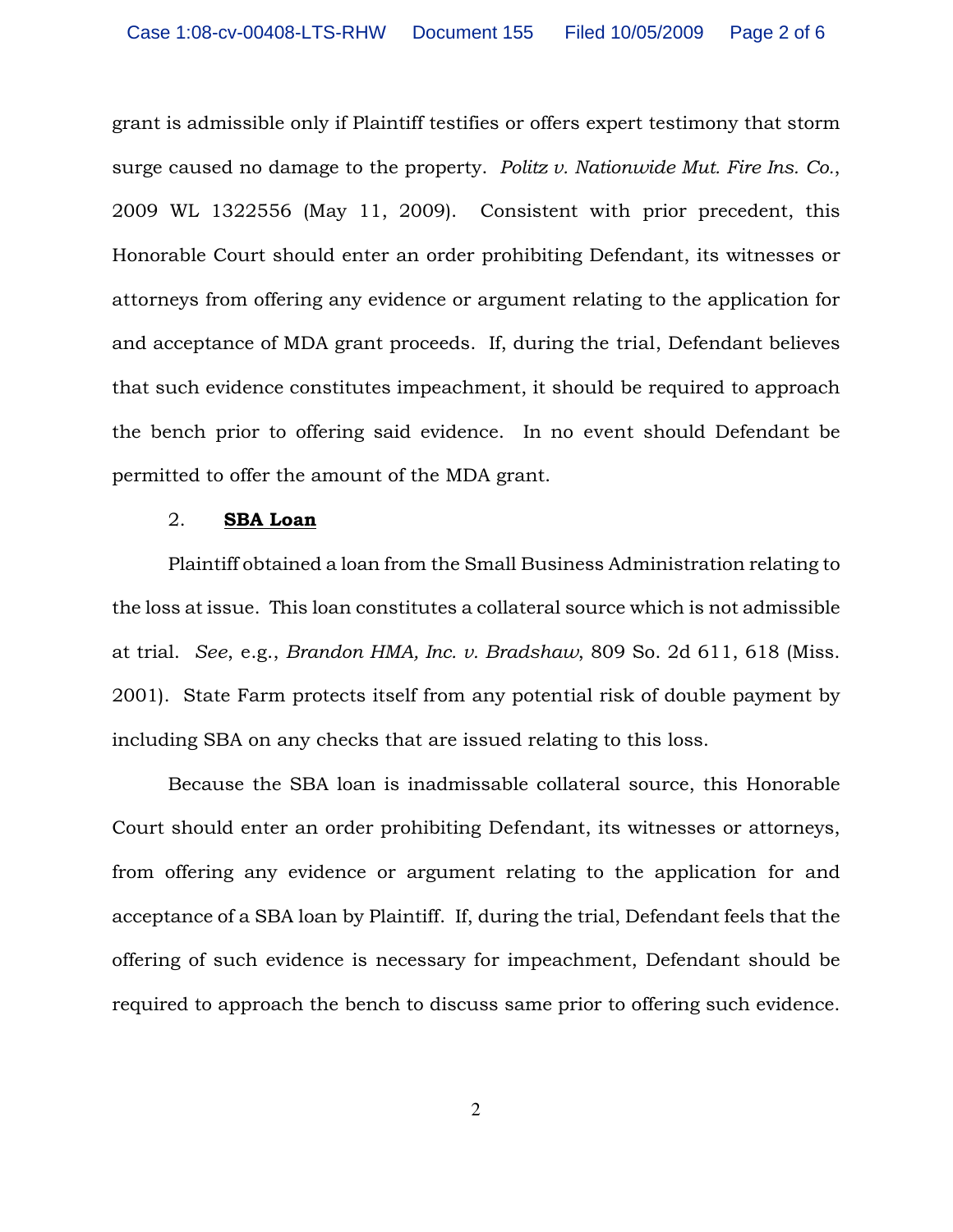grant is admissible only if Plaintiff testifies or offers expert testimony that storm surge caused no damage to the property. *Politz v. Nationwide Mut. Fire Ins. Co.*, 2009 WL 1322556 (May 11, 2009). Consistent with prior precedent, this Honorable Court should enter an order prohibiting Defendant, its witnesses or attorneys from offering any evidence or argument relating to the application for and acceptance of MDA grant proceeds. If, during the trial, Defendant believes that such evidence constitutes impeachment, it should be required to approach the bench prior to offering said evidence. In no event should Defendant be permitted to offer the amount of the MDA grant.

2. **SBA Loan**

Plaintiff obtained a loan from the Small Business Administration relating to the loss at issue. This loan constitutes a collateral source which is not admissible at trial. *See*, e.g., *Brandon HMA, Inc. v. Bradshaw*, 809 So. 2d 611, 618 (Miss. 2001). State Farm protects itself from any potential risk of double payment by including SBA on any checks that are issued relating to this loss.

Because the SBA loan is inadmissable collateral source, this Honorable Court should enter an order prohibiting Defendant, its witnesses or attorneys, from offering any evidence or argument relating to the application for and acceptance of a SBA loan by Plaintiff. If, during the trial, Defendant feels that the offering of such evidence is necessary for impeachment, Defendant should be required to approach the bench to discuss same prior to offering such evidence.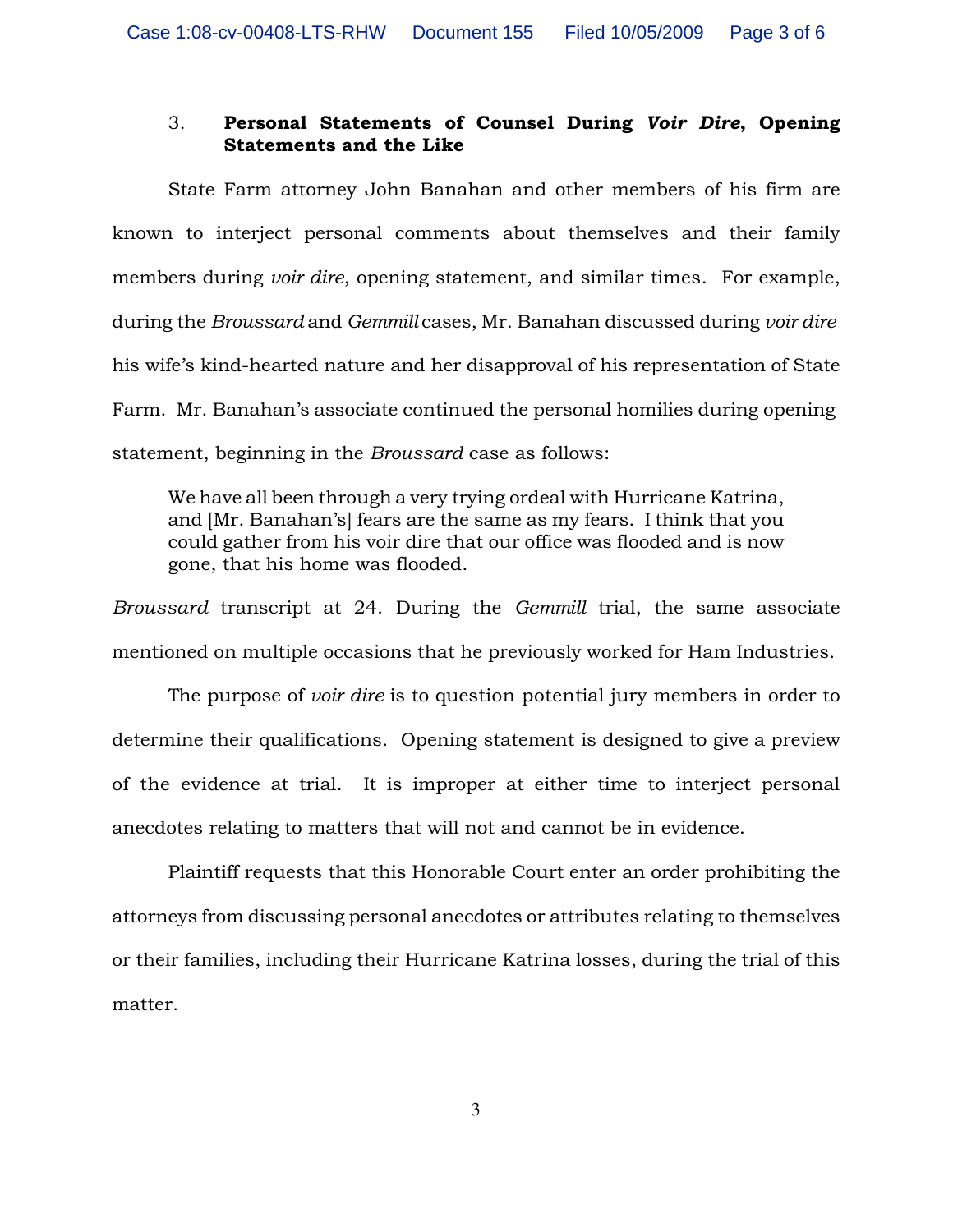3. **Personal Statements of Counsel During *Voir Dire*, Opening Statements and the Like**

State Farm attorney John Banahan and other members of his firm are known to interject personal comments about themselves and their family members during *voir dire*, opening statement, and similar times. For example, during the *Broussard* and *Gemmill* cases, Mr. Banahan discussed during *voir dire* his wife's kind-hearted nature and her disapproval of his representation of State Farm. Mr. Banahan's associate continued the personal homilies during opening statement, beginning in the *Broussard* case as follows:

> We have all been through a very trying ordeal with Hurricane Katrina, and [Mr. Banahan's] fears are the same as my fears. I think that you could gather from his voir dire that our office was flooded and is now gone, that his home was flooded.

*Broussard* transcript at 24. During the *Gemmill* trial, the same associate mentioned on multiple occasions that he previously worked for Ham Industries.

The purpose of *voir dire* is to question potential jury members in order to determine their qualifications. Opening statement is designed to give a preview of the evidence at trial. It is improper at either time to interject personal anecdotes relating to matters that will not and cannot be in evidence.

Plaintiff requests that this Honorable Court enter an order prohibiting the attorneys from discussing personal anecdotes or attributes relating to themselves or their families, including their Hurricane Katrina losses, during the trial of this matter.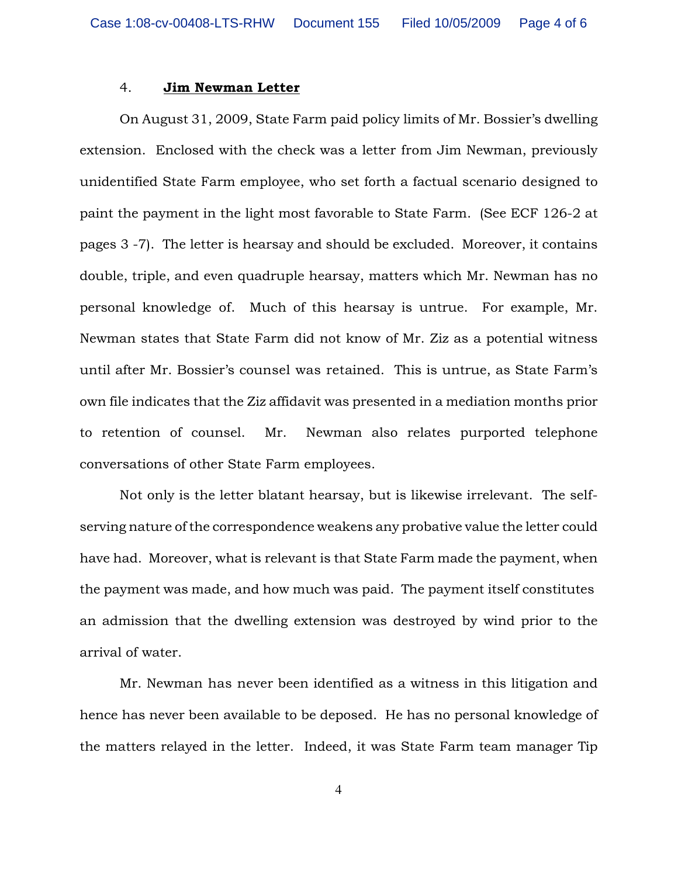4. **Jim Newman Letter**

On August 31, 2009, State Farm paid policy limits of Mr. Bossier's dwelling extension. Enclosed with the check was a letter from Jim Newman, previously unidentified State Farm employee, who set forth a factual scenario designed to paint the payment in the light most favorable to State Farm. (See ECF 126-2 at pages 3 -7). The letter is hearsay and should be excluded. Moreover, it contains double, triple, and even quadruple hearsay, matters which Mr. Newman has no personal knowledge of. Much of this hearsay is untrue. For example, Mr. Newman states that State Farm did not know of Mr. Ziz as a potential witness until after Mr. Bossier's counsel was retained. This is untrue, as State Farm's own file indicates that the Ziz affidavit was presented in a mediation months prior to retention of counsel. Mr. Newman also relates purported telephone conversations of other State Farm employees.

Not only is the letter blatant hearsay, but is likewise irrelevant. The self-serving nature of the correspondence weakens any probative value the letter could have had. Moreover, what is relevant is that State Farm made the payment, when the payment was made, and how much was paid. The payment itself constitutes an admission that the dwelling extension was destroyed by wind prior to the arrival of water.

Mr. Newman has never been identified as a witness in this litigation and hence has never been available to be deposed. He has no personal knowledge of the matters relayed in the letter. Indeed, it was State Farm team manager Tip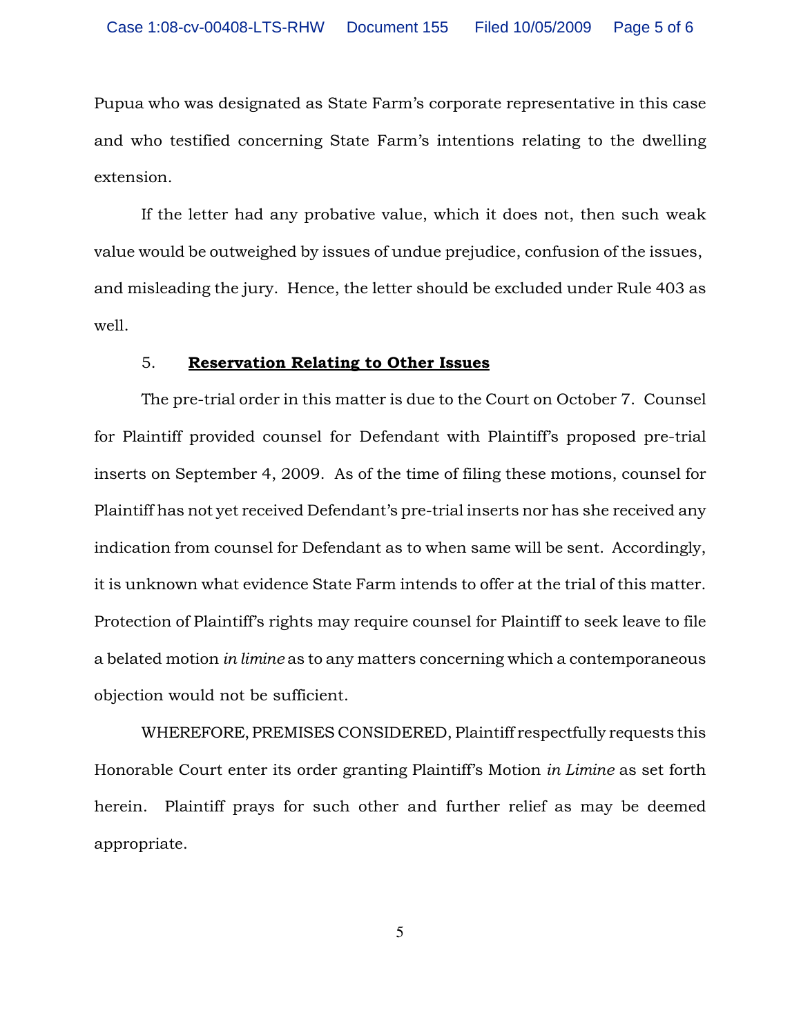Pupua who was designated as State Farm's corporate representative in this case and who testified concerning State Farm's intentions relating to the dwelling extension.

If the letter had any probative value, which it does not, then such weak value would be outweighed by issues of undue prejudice, confusion of the issues, and misleading the jury. Hence, the letter should be excluded under Rule 403 as well.

5. **<u>Reservation Relating to Other Issues</u>**

The pre-trial order in this matter is due to the Court on October 7. Counsel for Plaintiff provided counsel for Defendant with Plaintiff's proposed pre-trial inserts on September 4, 2009. As of the time of filing these motions, counsel for Plaintiff has not yet received Defendant's pre-trial inserts nor has she received any indication from counsel for Defendant as to when same will be sent. Accordingly, it is unknown what evidence State Farm intends to offer at the trial of this matter. Protection of Plaintiff's rights may require counsel for Plaintiff to seek leave to file a belated motion *in limine* as to any matters concerning which a contemporaneous objection would not be sufficient.

WHEREFORE, PREMISES CONSIDERED, Plaintiff respectfully requests this Honorable Court enter its order granting Plaintiff's Motion *in Limine* as set forth herein. Plaintiff prays for such other and further relief as may be deemed appropriate.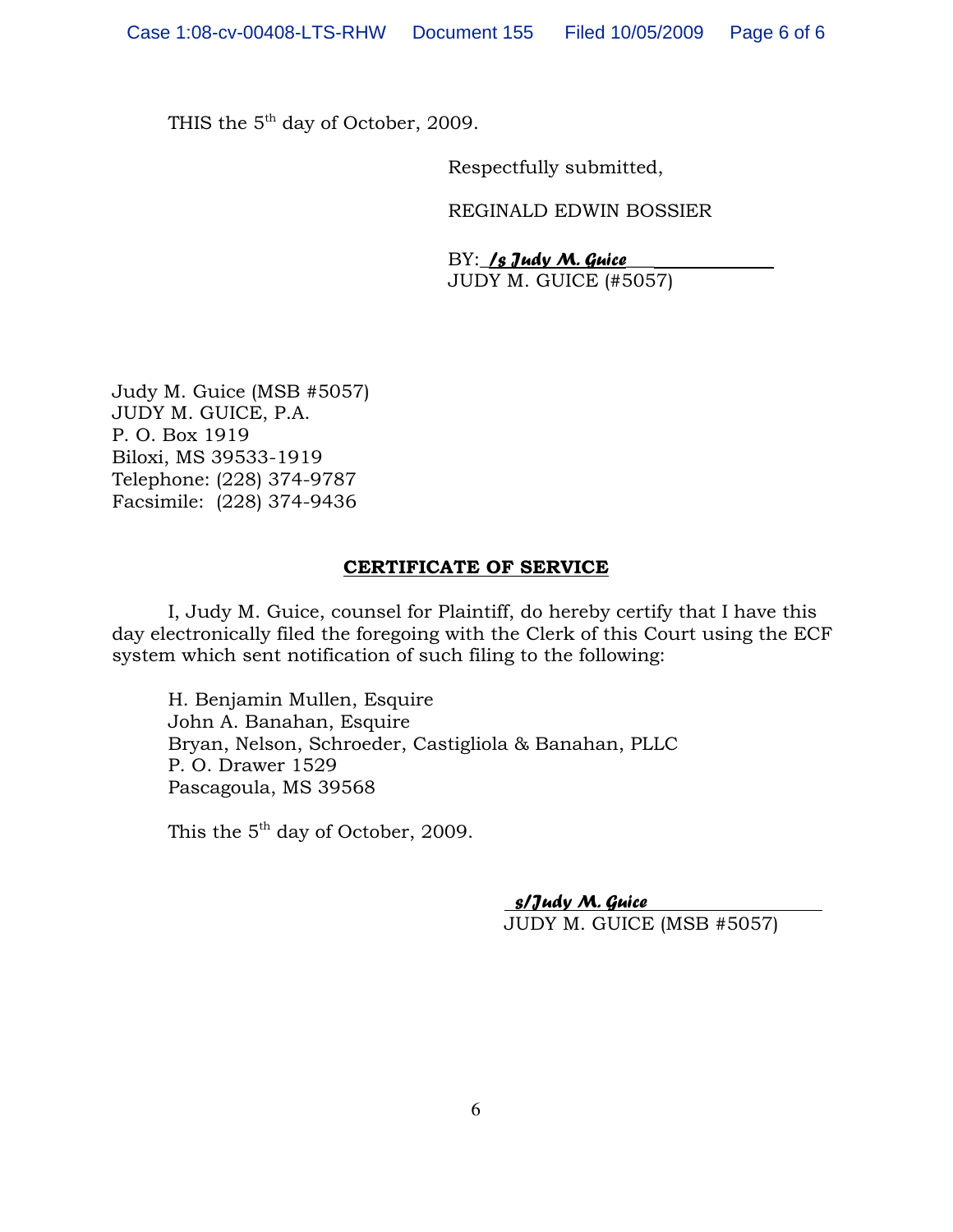THIS the 5th day of October, 2009.

Respectfully submitted,

REGINALD EDWIN BOSSIER

BY: */s Judy M. Guice*

JUDY M. GUICE (#5057)

Judy M. Guice (MSB #5057)
JUDY M. GUICE, P.A.
P. O. Box 1919
Biloxi, MS 39533-1919
Telephone: (228) 374-9787
Facsimile: (228) 374-9436

**CERTIFICATE OF SERVICE**

I, Judy M. Guice, counsel for Plaintiff, do hereby certify that I have this day electronically filed the foregoing with the Clerk of this Court using the ECF system which sent notification of such filing to the following:

H. Benjamin Mullen, Esquire
John A. Banahan, Esquire
Bryan, Nelson, Schroeder, Castigliola & Banahan, PLLC
P. O. Drawer 1529
Pascagoula, MS 39568

This the 5th day of October, 2009.

*s/Judy M. Guice*

JUDY M. GUICE (MSB #5057)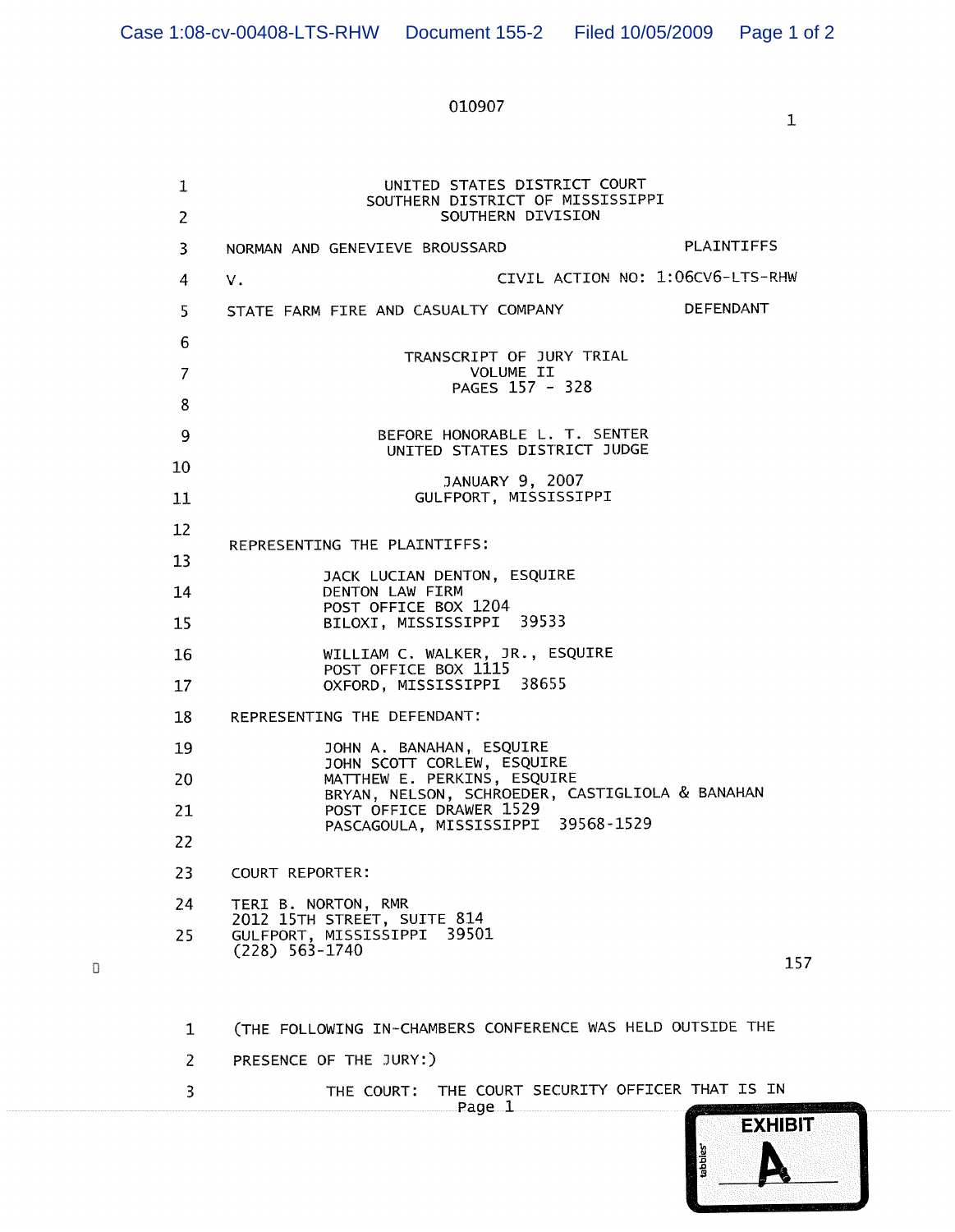010907

UNITED STATES DISTRICT COURT
SOUTHERN DISTRICT OF MISSISSIPPI
SOUTHERN DIVISION

NORMAN AND GENEVIEVE BROUSSARD — PLAINTIFFS

V. — CIVIL ACTION NO: 1:06CV6-LTS-RHW

STATE FARM FIRE AND CASUALTY COMPANY — DEFENDANT

TRANSCRIPT OF JURY TRIAL
VOLUME II
PAGES 157 - 328

BEFORE HONORABLE L. T. SENTER
UNITED STATES DISTRICT JUDGE

JANUARY 9, 2007
GULFPORT, MISSISSIPPI

REPRESENTING THE PLAINTIFFS:

JACK LUCIAN DENTON, ESQUIRE
DENTON LAW FIRM
POST OFFICE BOX 1204
BILOXI, MISSISSIPPI 39533

WILLIAM C. WALKER, JR., ESQUIRE
POST OFFICE BOX 1115
OXFORD, MISSISSIPPI 38655

REPRESENTING THE DEFENDANT:

JOHN A. BANAHAN, ESQUIRE
JOHN SCOTT CORLEW, ESQUIRE
MATTHEW E. PERKINS, ESQUIRE
BRYAN, NELSON, SCHROEDER, CASTIGLIOLA & BANAHAN
POST OFFICE DRAWER 1529
PASCAGOULA, MISSISSIPPI 39568-1529

COURT REPORTER:

TERI B. NORTON, RMR
2012 15TH STREET, SUITE 814
GULFPORT, MISSISSIPPI 39501
(228) 563-1740

157

1 (THE FOLLOWING IN-CHAMBERS CONFERENCE WAS HELD OUTSIDE THE

2 PRESENCE OF THE JURY:)

3 THE COURT: THE COURT SECURITY OFFICER THAT IS IN

EXHIBIT A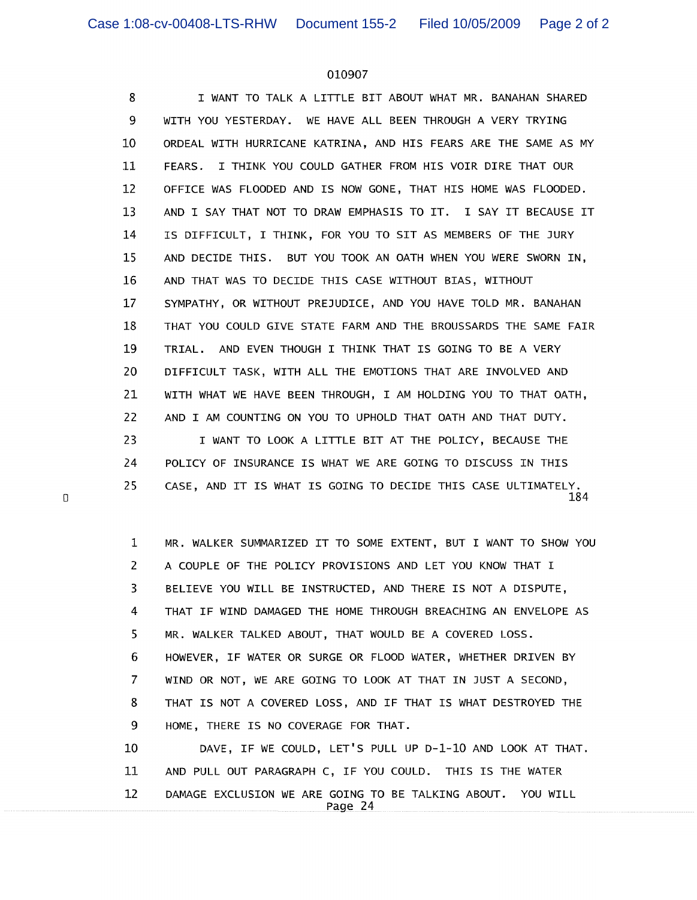010907

8 I WANT TO TALK A LITTLE BIT ABOUT WHAT MR. BANAHAN SHARED
9 WITH YOU YESTERDAY. WE HAVE ALL BEEN THROUGH A VERY TRYING
10 ORDEAL WITH HURRICANE KATRINA, AND HIS FEARS ARE THE SAME AS MY
11 FEARS. I THINK YOU COULD GATHER FROM HIS VOIR DIRE THAT OUR
12 OFFICE WAS FLOODED AND IS NOW GONE, THAT HIS HOME WAS FLOODED.
13 AND I SAY THAT NOT TO DRAW EMPHASIS TO IT. I SAY IT BECAUSE IT
14 IS DIFFICULT, I THINK, FOR YOU TO SIT AS MEMBERS OF THE JURY
15 AND DECIDE THIS. BUT YOU TOOK AN OATH WHEN YOU WERE SWORN IN,
16 AND THAT WAS TO DECIDE THIS CASE WITHOUT BIAS, WITHOUT
17 SYMPATHY, OR WITHOUT PREJUDICE, AND YOU HAVE TOLD MR. BANAHAN
18 THAT YOU COULD GIVE STATE FARM AND THE BROUSSARDS THE SAME FAIR
19 TRIAL. AND EVEN THOUGH I THINK THAT IS GOING TO BE A VERY
20 DIFFICULT TASK, WITH ALL THE EMOTIONS THAT ARE INVOLVED AND
21 WITH WHAT WE HAVE BEEN THROUGH, I AM HOLDING YOU TO THAT OATH,
22 AND I AM COUNTING ON YOU TO UPHOLD THAT OATH AND THAT DUTY.
23 I WANT TO LOOK A LITTLE BIT AT THE POLICY, BECAUSE THE
24 POLICY OF INSURANCE IS WHAT WE ARE GOING TO DISCUSS IN THIS
25 CASE, AND IT IS WHAT IS GOING TO DECIDE THIS CASE ULTIMATELY.

184

1 MR. WALKER SUMMARIZED IT TO SOME EXTENT, BUT I WANT TO SHOW YOU
2 A COUPLE OF THE POLICY PROVISIONS AND LET YOU KNOW THAT I
3 BELIEVE YOU WILL BE INSTRUCTED, AND THERE IS NOT A DISPUTE,
4 THAT IF WIND DAMAGED THE HOME THROUGH BREACHING AN ENVELOPE AS
5 MR. WALKER TALKED ABOUT, THAT WOULD BE A COVERED LOSS.
6 HOWEVER, IF WATER OR SURGE OR FLOOD WATER, WHETHER DRIVEN BY
7 WIND OR NOT, WE ARE GOING TO LOOK AT THAT IN JUST A SECOND,
8 THAT IS NOT A COVERED LOSS, AND IF THAT IS WHAT DESTROYED THE
9 HOME, THERE IS NO COVERAGE FOR THAT.
10 DAVE, IF WE COULD, LET'S PULL UP D-1-10 AND LOOK AT THAT.
11 AND PULL OUT PARAGRAPH C, IF YOU COULD. THIS IS THE WATER
12 DAMAGE EXCLUSION WE ARE GOING TO BE TALKING ABOUT. YOU WILL